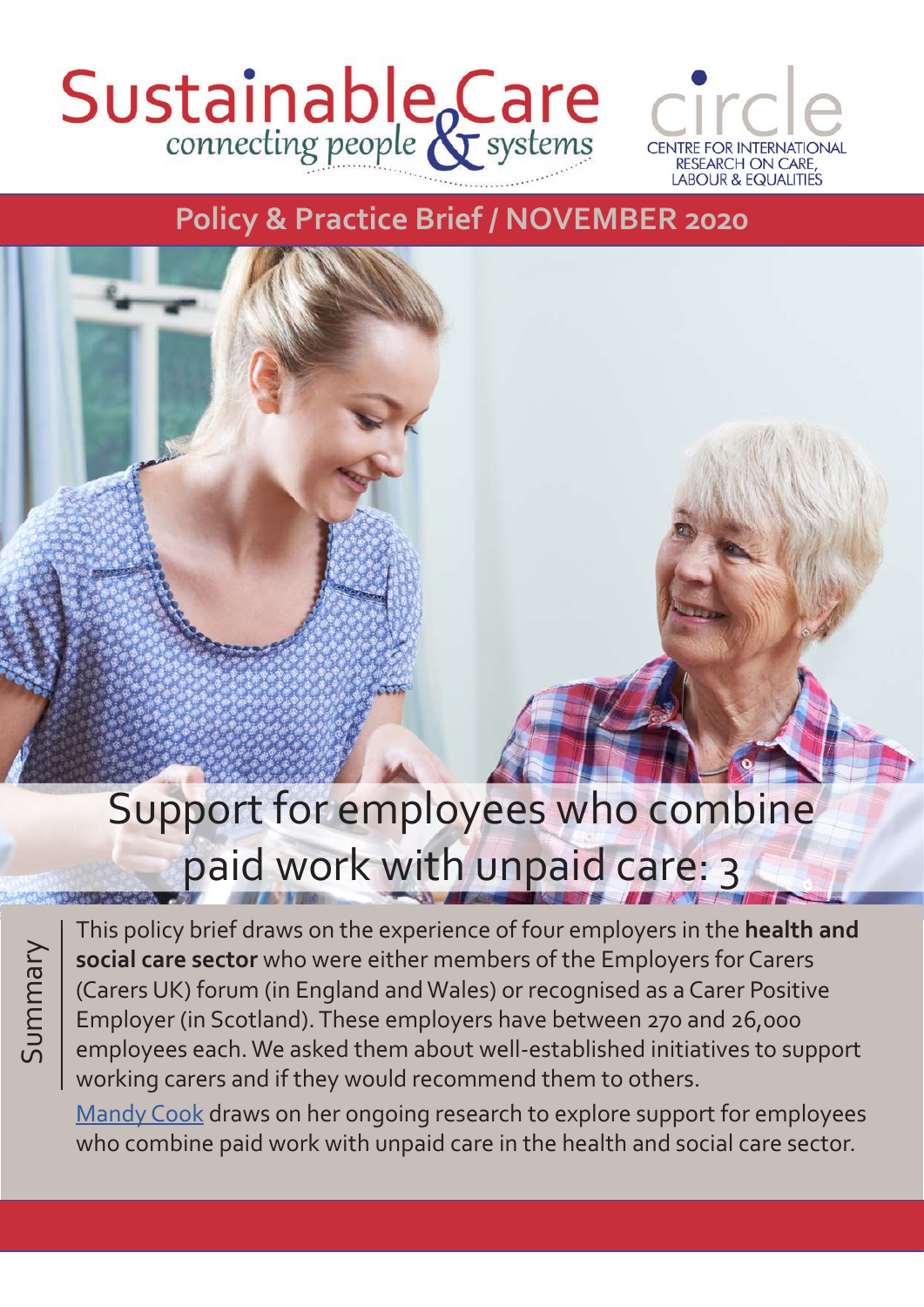Sustainable Care connecting people & systems

circle CENTRE FOR INTERNATIONAL RESEARCH ON CARE, LABOUR & EQUALITIES

**Policy & Practice Brief / NOVEMBER 2020**

# Support for employees who combine paid work with unpaid care: 3

## Summary

This policy brief draws on the experience of four employers in the **health and social care sector** who were either members of the Employers for Carers (Carers UK) forum (in England and Wales) or recognised as a Carer Positive Employer (in Scotland). These employers have between 270 and 26,000 employees each. We asked them about well-established initiatives to support working carers and if they would recommend them to others.

Mandy Cook draws on her ongoing research to explore support for employees who combine paid work with unpaid care in the health and social care sector.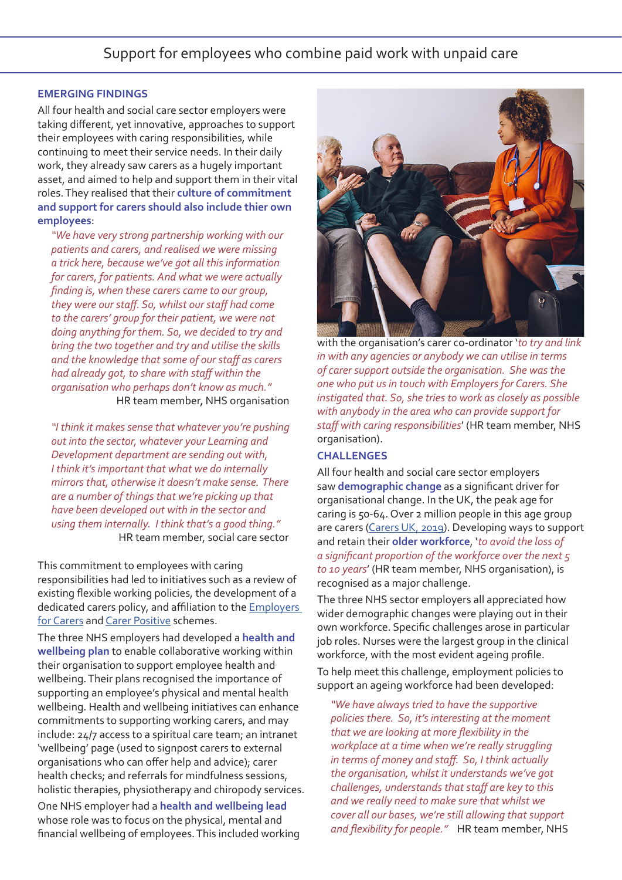## EMERGING FINDINGS

All four health and social care sector employers were taking different, yet innovative, approaches to support their employees with caring responsibilities, while continuing to meet their service needs. In their daily work, they already saw carers as a hugely important asset, and aimed to help and support them in their vital roles. They realised that their **culture of commitment and support for carers should also include thier own employees**:

> *"We have very strong partnership working with our patients and carers, and realised we were missing a trick here, because we've got all this information for carers, for patients. And what we were actually finding is, when these carers came to our group, they were our staff. So, whilst our staff had come to the carers' group for their patient, we were not doing anything for them. So, we decided to try and bring the two together and try and utilise the skills and the knowledge that some of our staff as carers had already got, to share with staff within the organisation who perhaps don't know as much."*
>
> HR team member, NHS organisation

> *"I think it makes sense that whatever you're pushing out into the sector, whatever your Learning and Development department are sending out with, I think it's important that what we do internally mirrors that, otherwise it doesn't make sense. There are a number of things that we're picking up that have been developed out with in the sector and using them internally. I think that's a good thing."*
>
> HR team member, social care sector

This commitment to employees with caring responsibilities had led to initiatives such as a review of existing flexible working policies, the development of a dedicated carers policy, and affiliation to the [Employers for Carers] and [Carer Positive] schemes.

The three NHS employers had developed a **health and wellbeing plan** to enable collaborative working within their organisation to support employee health and wellbeing. Their plans recognised the importance of supporting an employee's physical and mental health wellbeing. Health and wellbeing initiatives can enhance commitments to supporting working carers, and may include: 24/7 access to a spiritual care team; an intranet 'wellbeing' page (used to signpost carers to external organisations who can offer help and advice); carer health checks; and referrals for mindfulness sessions, holistic therapies, physiotherapy and chiropody services.

One NHS employer had a **health and wellbeing lead** whose role was to focus on the physical, mental and financial wellbeing of employees. This included working with the organisation's carer co-ordinator '*to try and link in with any agencies or anybody we can utilise in terms of carer support outside the organisation. She was the one who put us in touch with Employers for Carers. She instigated that. So, she tries to work as closely as possible with anybody in the area who can provide support for staff with caring responsibilities*' (HR team member, NHS organisation).

## CHALLENGES

All four health and social care sector employers saw **demographic change** as a significant driver for organisational change. In the UK, the peak age for caring is 50-64. Over 2 million people in this age group are carers (Carers UK, 2019). Developing ways to support and retain their **older workforce**, '*to avoid the loss of a significant proportion of the workforce over the next 5 to 10 years*' (HR team member, NHS organisation), is recognised as a major challenge.

The three NHS sector employers all appreciated how wider demographic changes were playing out in their own workforce. Specific challenges arose in particular job roles. Nurses were the largest group in the clinical workforce, with the most evident ageing profile.

To help meet this challenge, employment policies to support an ageing workforce had been developed:

> *"We have always tried to have the supportive policies there. So, it's interesting at the moment that we are looking at more flexibility in the workplace at a time when we're really struggling in terms of money and staff. So, I think actually the organisation, whilst it understands we've got challenges, understands that staff are key to this and we really need to make sure that whilst we cover all our bases, we're still allowing that support and flexibility for people."* HR team member, NHS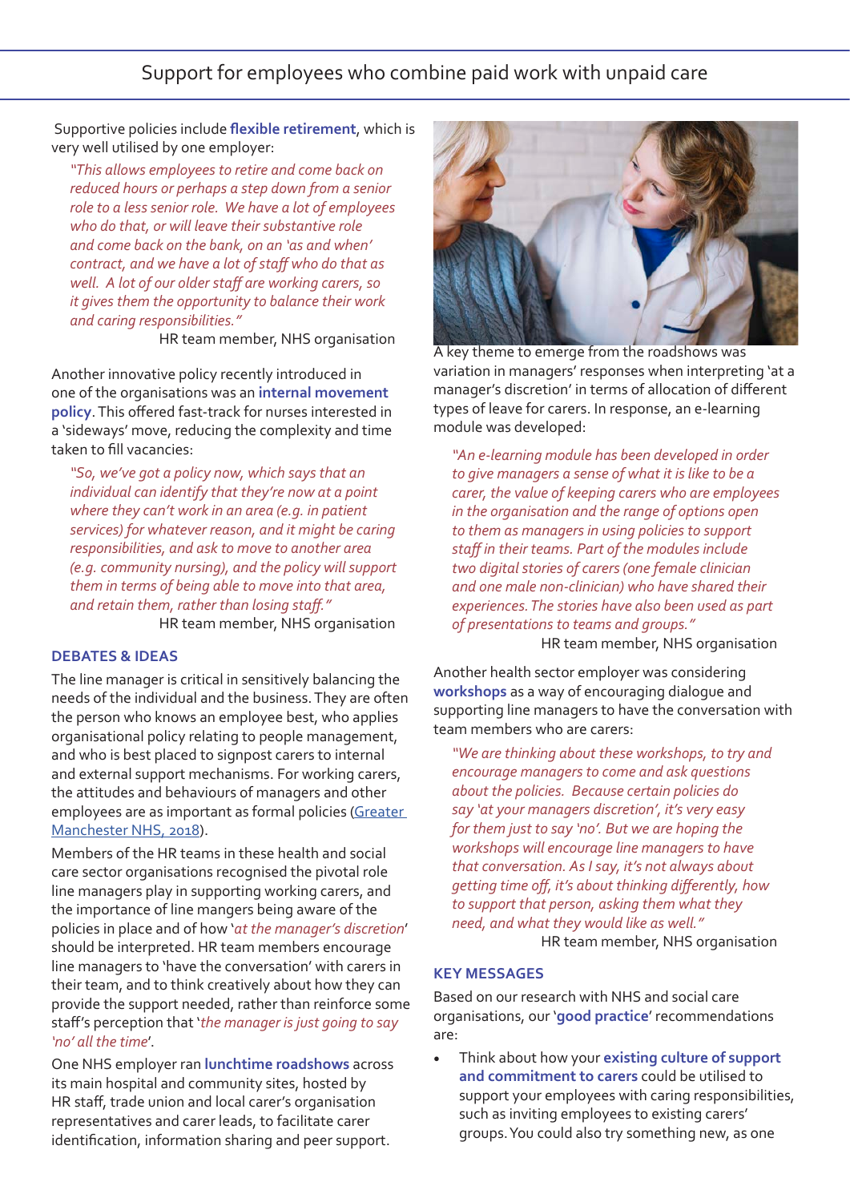Supportive policies include **flexible retirement**, which is very well utilised by one employer:

> *"This allows employees to retire and come back on reduced hours or perhaps a step down from a senior role to a less senior role. We have a lot of employees who do that, or will leave their substantive role and come back on the bank, on an 'as and when' contract, and we have a lot of staff who do that as well. A lot of our older staff are working carers, so it gives them the opportunity to balance their work and caring responsibilities."*
>
> HR team member, NHS organisation

Another innovative policy recently introduced in one of the organisations was an **internal movement policy**. This offered fast-track for nurses interested in a 'sideways' move, reducing the complexity and time taken to fill vacancies:

> *"So, we've got a policy now, which says that an individual can identify that they're now at a point where they can't work in an area (e.g. in patient services) for whatever reason, and it might be caring responsibilities, and ask to move to another area (e.g. community nursing), and the policy will support them in terms of being able to move into that area, and retain them, rather than losing staff."*
>
> HR team member, NHS organisation

## DEBATES & IDEAS

The line manager is critical in sensitively balancing the needs of the individual and the business. They are often the person who knows an employee best, who applies organisational policy relating to people management, and who is best placed to signpost carers to internal and external support mechanisms. For working carers, the attitudes and behaviours of managers and other employees are as important as formal policies (Greater Manchester NHS, 2018).

Members of the HR teams in these health and social care sector organisations recognised the pivotal role line managers play in supporting working carers, and the importance of line mangers being aware of the policies in place and of how '*at the manager's discretion*' should be interpreted. HR team members encourage line managers to 'have the conversation' with carers in their team, and to think creatively about how they can provide the support needed, rather than reinforce some staff's perception that '*the manager is just going to say 'no' all the time*'.

One NHS employer ran **lunchtime roadshows** across its main hospital and community sites, hosted by HR staff, trade union and local carer's organisation representatives and carer leads, to facilitate carer identification, information sharing and peer support.

A key theme to emerge from the roadshows was variation in managers' responses when interpreting 'at a manager's discretion' in terms of allocation of different types of leave for carers. In response, an e-learning module was developed:

> *"An e-learning module has been developed in order to give managers a sense of what it is like to be a carer, the value of keeping carers who are employees in the organisation and the range of options open to them as managers in using policies to support staff in their teams. Part of the modules include two digital stories of carers (one female clinician and one male non-clinician) who have shared their experiences. The stories have also been used as part of presentations to teams and groups."*
>
> HR team member, NHS organisation

Another health sector employer was considering **workshops** as a way of encouraging dialogue and supporting line managers to have the conversation with team members who are carers:

> *"We are thinking about these workshops, to try and encourage managers to come and ask questions about the policies. Because certain policies do say 'at your managers discretion', it's very easy for them just to say 'no'. But we are hoping the workshops will encourage line managers to have that conversation. As I say, it's not always about getting time off, it's about thinking differently, how to support that person, asking them what they need, and what they would like as well."*
>
> HR team member, NHS organisation

## KEY MESSAGES

Based on our research with NHS and social care organisations, our '**good practice**' recommendations are:

- Think about how your **existing culture of support and commitment to carers** could be utilised to support your employees with caring responsibilities, such as inviting employees to existing carers' groups. You could also try something new, as one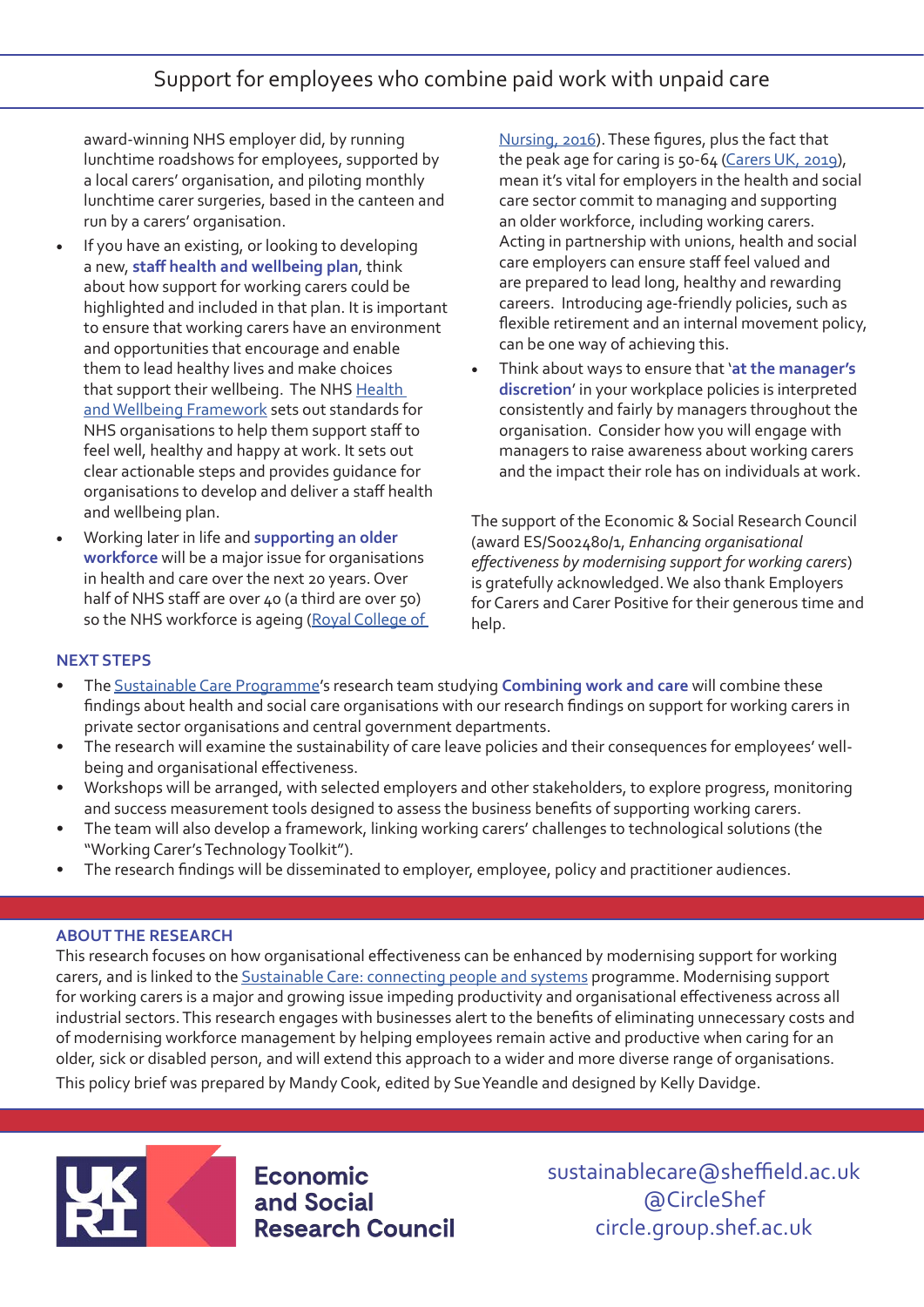award-winning NHS employer did, by running lunchtime roadshows for employees, supported by a local carers' organisation, and piloting monthly lunchtime carer surgeries, based in the canteen and run by a carers' organisation.

- If you have an existing, or looking to developing a new, **staff health and wellbeing plan**, think about how support for working carers could be highlighted and included in that plan. It is important to ensure that working carers have an environment and opportunities that encourage and enable them to lead healthy lives and make choices that support their wellbeing. The NHS Health and Wellbeing Framework sets out standards for NHS organisations to help them support staff to feel well, healthy and happy at work. It sets out clear actionable steps and provides guidance for organisations to develop and deliver a staff health and wellbeing plan.
- Working later in life and **supporting an older workforce** will be a major issue for organisations in health and care over the next 20 years. Over half of NHS staff are over 40 (a third are over 50) so the NHS workforce is ageing (Royal College of Nursing, 2016). These figures, plus the fact that the peak age for caring is 50-64 (Carers UK, 2019), mean it's vital for employers in the health and social care sector commit to managing and supporting an older workforce, including working carers. Acting in partnership with unions, health and social care employers can ensure staff feel valued and are prepared to lead long, healthy and rewarding careers. Introducing age-friendly policies, such as flexible retirement and an internal movement policy, can be one way of achieving this.
- Think about ways to ensure that '**at the manager's discretion**' in your workplace policies is interpreted consistently and fairly by managers throughout the organisation. Consider how you will engage with managers to raise awareness about working carers and the impact their role has on individuals at work.

The support of the Economic & Social Research Council (award ES/S002480/1, *Enhancing organisational effectiveness by modernising support for working carers*) is gratefully acknowledged. We also thank Employers for Carers and Carer Positive for their generous time and help.

## NEXT STEPS

- The Sustainable Care Programme's research team studying **Combining work and care** will combine these findings about health and social care organisations with our research findings on support for working carers in private sector organisations and central government departments.
- The research will examine the sustainability of care leave policies and their consequences for employees' well-being and organisational effectiveness.
- Workshops will be arranged, with selected employers and other stakeholders, to explore progress, monitoring and success measurement tools designed to assess the business benefits of supporting working carers.
- The team will also develop a framework, linking working carers' challenges to technological solutions (the "Working Carer's Technology Toolkit").
- The research findings will be disseminated to employer, employee, policy and practitioner audiences.

## ABOUT THE RESEARCH

This research focuses on how organisational effectiveness can be enhanced by modernising support for working carers, and is linked to the Sustainable Care: connecting people and systems programme. Modernising support for working carers is a major and growing issue impeding productivity and organisational effectiveness across all industrial sectors. This research engages with businesses alert to the benefits of eliminating unnecessary costs and of modernising workforce management by helping employees remain active and productive when caring for an older, sick or disabled person, and will extend this approach to a wider and more diverse range of organisations.

This policy brief was prepared by Mandy Cook, edited by Sue Yeandle and designed by Kelly Davidge.

UKRI Economic and Social Research Council

sustainablecare@sheffield.ac.uk
@CircleShef
circle.group.shef.ac.uk